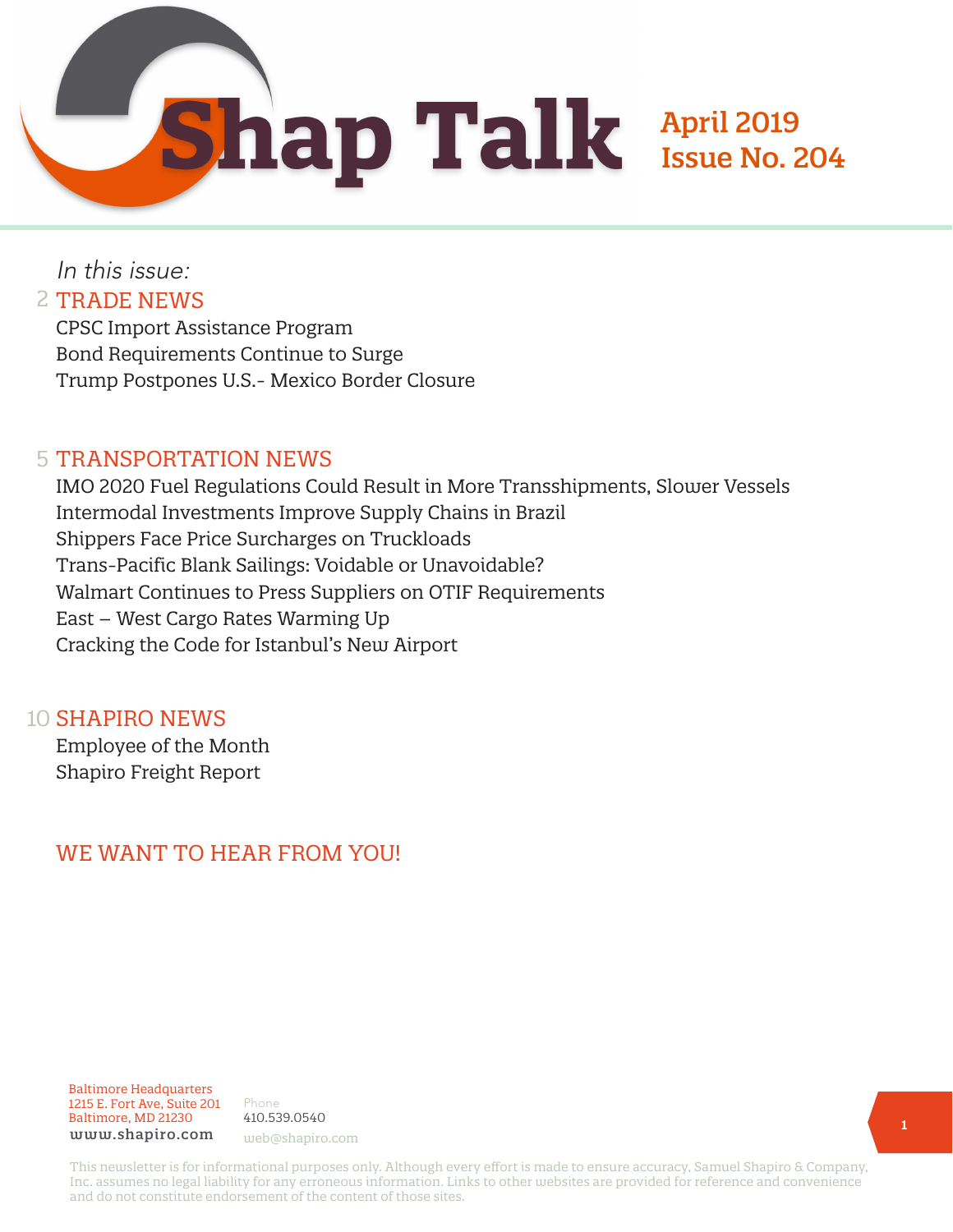# Shap Talk

**April 2019**
**Issue No. 204**

*In this issue:*

2 TRADE NEWS

- CPSC Import Assistance Program
- Bond Requirements Continue to Surge
- Trump Postpones U.S.- Mexico Border Closure

5 TRANSPORTATION NEWS

- IMO 2020 Fuel Regulations Could Result in More Transshipments, Slower Vessels
- Intermodal Investments Improve Supply Chains in Brazil
- Shippers Face Price Surcharges on Truckloads
- Trans-Pacific Blank Sailings: Voidable or Unavoidable?
- Walmart Continues to Press Suppliers on OTIF Requirements
- East – West Cargo Rates Warming Up
- Cracking the Code for Istanbul's New Airport

10 SHAPIRO NEWS

- Employee of the Month
- Shapiro Freight Report

WE WANT TO HEAR FROM YOU!

Baltimore Headquarters
1215 E. Fort Ave, Suite 201
Baltimore, MD 21230
www.shapiro.com

Phone
410.539.0540
web@shapiro.com

This newsletter is for informational purposes only. Although every effort is made to ensure accuracy, Samuel Shapiro & Company, Inc. assumes no legal liability for any erroneous information. Links to other websites are provided for reference and convenience and do not constitute endorsement of the content of those sites.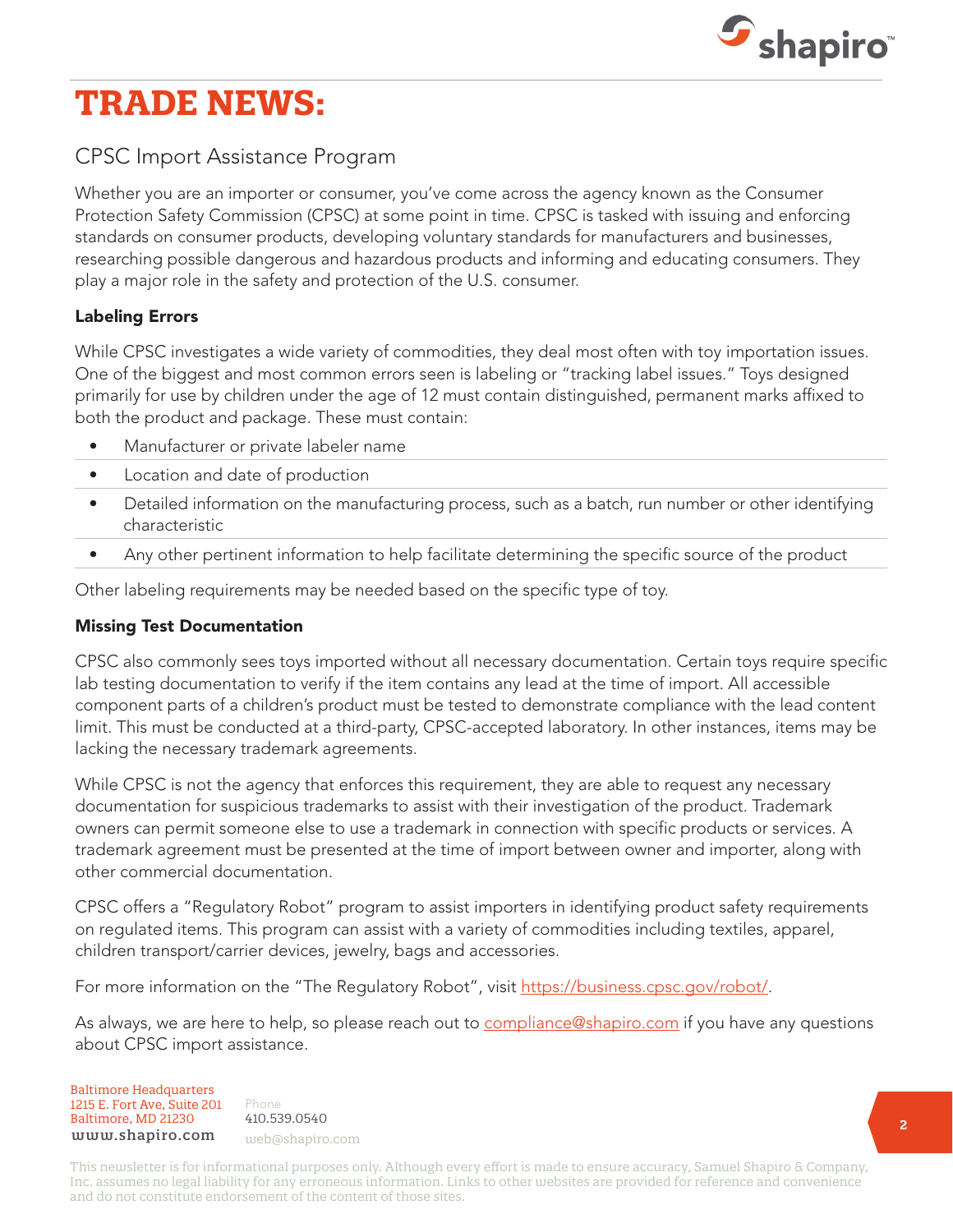# TRADE NEWS:

## CPSC Import Assistance Program

Whether you are an importer or consumer, you've come across the agency known as the Consumer Protection Safety Commission (CPSC) at some point in time. CPSC is tasked with issuing and enforcing standards on consumer products, developing voluntary standards for manufacturers and businesses, researching possible dangerous and hazardous products and informing and educating consumers. They play a major role in the safety and protection of the U.S. consumer.

### Labeling Errors

While CPSC investigates a wide variety of commodities, they deal most often with toy importation issues. One of the biggest and most common errors seen is labeling or "tracking label issues." Toys designed primarily for use by children under the age of 12 must contain distinguished, permanent marks affixed to both the product and package. These must contain:

- Manufacturer or private labeler name
- Location and date of production
- Detailed information on the manufacturing process, such as a batch, run number or other identifying characteristic
- Any other pertinent information to help facilitate determining the specific source of the product

Other labeling requirements may be needed based on the specific type of toy.

### Missing Test Documentation

CPSC also commonly sees toys imported without all necessary documentation. Certain toys require specific lab testing documentation to verify if the item contains any lead at the time of import. All accessible component parts of a children's product must be tested to demonstrate compliance with the lead content limit. This must be conducted at a third-party, CPSC-accepted laboratory. In other instances, items may be lacking the necessary trademark agreements.

While CPSC is not the agency that enforces this requirement, they are able to request any necessary documentation for suspicious trademarks to assist with their investigation of the product. Trademark owners can permit someone else to use a trademark in connection with specific products or services. A trademark agreement must be presented at the time of import between owner and importer, along with other commercial documentation.

CPSC offers a "Regulatory Robot" program to assist importers in identifying product safety requirements on regulated items. This program can assist with a variety of commodities including textiles, apparel, children transport/carrier devices, jewelry, bags and accessories.

For more information on the "The Regulatory Robot", visit [https://business.cpsc.gov/robot/](https://business.cpsc.gov/robot/).

As always, we are here to help, so please reach out to [compliance@shapiro.com](mailto:compliance@shapiro.com) if you have any questions about CPSC import assistance.

Baltimore Headquarters
1215 E. Fort Ave, Suite 201
Baltimore, MD 21230
www.shapiro.com

Phone
410.539.0540
web@shapiro.com

This newsletter is for informational purposes only. Although every effort is made to ensure accuracy, Samuel Shapiro & Company, Inc. assumes no legal liability for any erroneous information. Links to other websites are provided for reference and convenience and do not constitute endorsement of the content of those sites.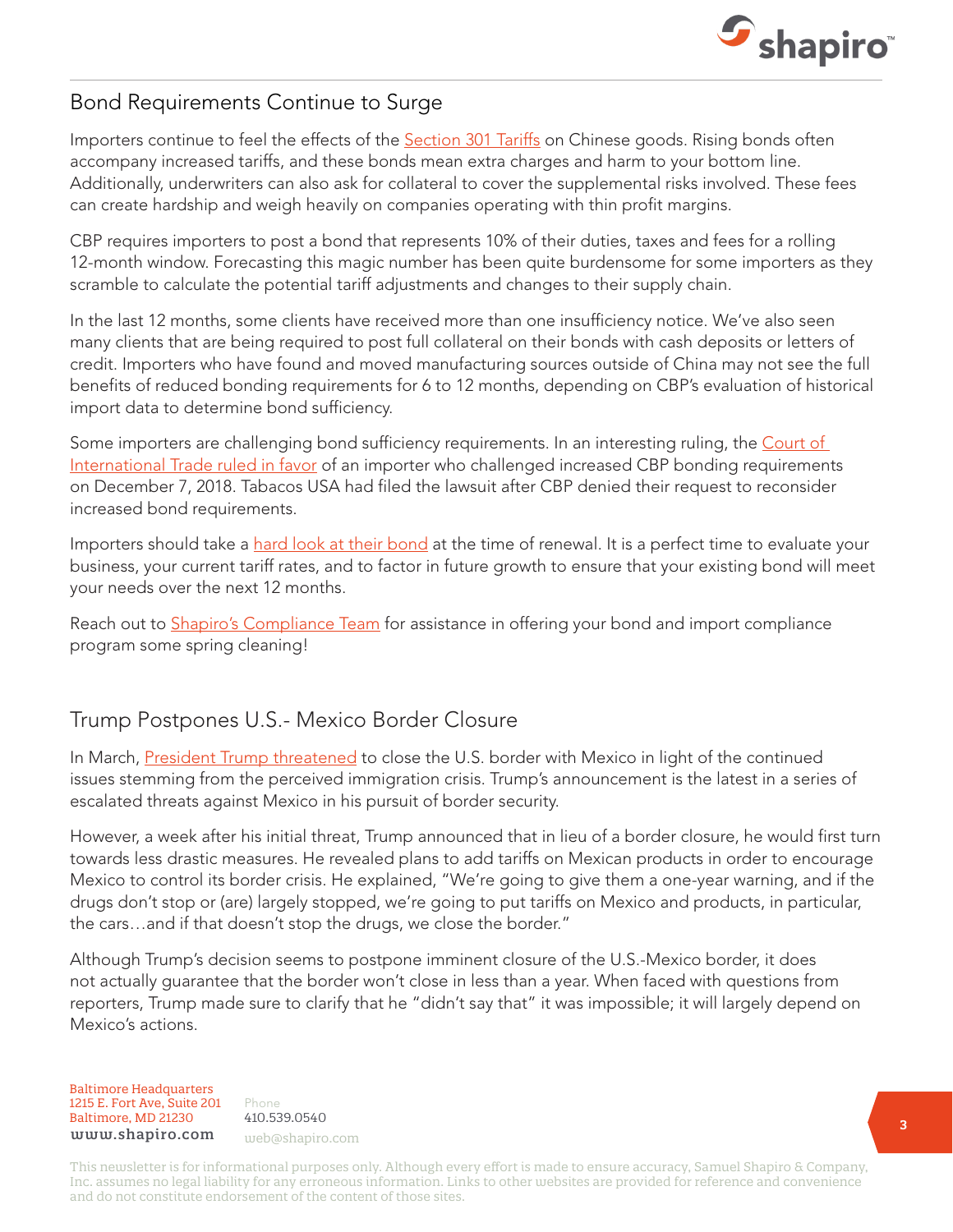## Bond Requirements Continue to Surge

Importers continue to feel the effects of the Section 301 Tariffs on Chinese goods. Rising bonds often accompany increased tariffs, and these bonds mean extra charges and harm to your bottom line. Additionally, underwriters can also ask for collateral to cover the supplemental risks involved. These fees can create hardship and weigh heavily on companies operating with thin profit margins.

CBP requires importers to post a bond that represents 10% of their duties, taxes and fees for a rolling 12-month window. Forecasting this magic number has been quite burdensome for some importers as they scramble to calculate the potential tariff adjustments and changes to their supply chain.

In the last 12 months, some clients have received more than one insufficiency notice. We've also seen many clients that are being required to post full collateral on their bonds with cash deposits or letters of credit. Importers who have found and moved manufacturing sources outside of China may not see the full benefits of reduced bonding requirements for 6 to 12 months, depending on CBP's evaluation of historical import data to determine bond sufficiency.

Some importers are challenging bond sufficiency requirements. In an interesting ruling, the Court of International Trade ruled in favor of an importer who challenged increased CBP bonding requirements on December 7, 2018. Tabacos USA had filed the lawsuit after CBP denied their request to reconsider increased bond requirements.

Importers should take a hard look at their bond at the time of renewal. It is a perfect time to evaluate your business, your current tariff rates, and to factor in future growth to ensure that your existing bond will meet your needs over the next 12 months.

Reach out to Shapiro's Compliance Team for assistance in offering your bond and import compliance program some spring cleaning!

## Trump Postpones U.S.- Mexico Border Closure

In March, President Trump threatened to close the U.S. border with Mexico in light of the continued issues stemming from the perceived immigration crisis. Trump's announcement is the latest in a series of escalated threats against Mexico in his pursuit of border security.

However, a week after his initial threat, Trump announced that in lieu of a border closure, he would first turn towards less drastic measures. He revealed plans to add tariffs on Mexican products in order to encourage Mexico to control its border crisis. He explained, "We're going to give them a one-year warning, and if the drugs don't stop or (are) largely stopped, we're going to put tariffs on Mexico and products, in particular, the cars…and if that doesn't stop the drugs, we close the border."

Although Trump's decision seems to postpone imminent closure of the U.S.-Mexico border, it does not actually guarantee that the border won't close in less than a year. When faced with questions from reporters, Trump made sure to clarify that he "didn't say that" it was impossible; it will largely depend on Mexico's actions.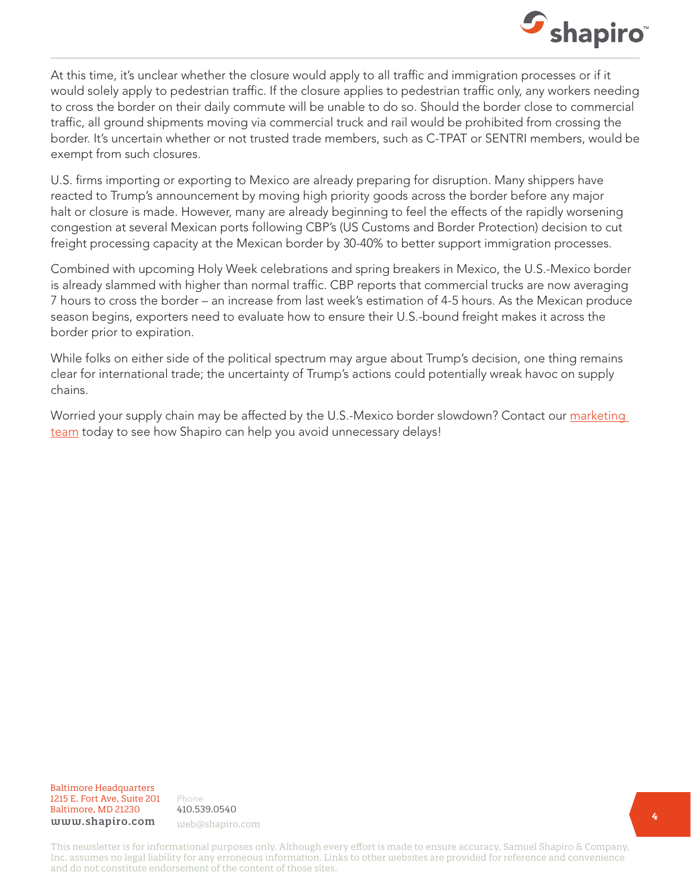At this time, it's unclear whether the closure would apply to all traffic and immigration processes or if it would solely apply to pedestrian traffic. If the closure applies to pedestrian traffic only, any workers needing to cross the border on their daily commute will be unable to do so. Should the border close to commercial traffic, all ground shipments moving via commercial truck and rail would be prohibited from crossing the border. It's uncertain whether or not trusted trade members, such as C-TPAT or SENTRI members, would be exempt from such closures.

U.S. firms importing or exporting to Mexico are already preparing for disruption. Many shippers have reacted to Trump's announcement by moving high priority goods across the border before any major halt or closure is made. However, many are already beginning to feel the effects of the rapidly worsening congestion at several Mexican ports following CBP's (US Customs and Border Protection) decision to cut freight processing capacity at the Mexican border by 30-40% to better support immigration processes.

Combined with upcoming Holy Week celebrations and spring breakers in Mexico, the U.S.-Mexico border is already slammed with higher than normal traffic. CBP reports that commercial trucks are now averaging 7 hours to cross the border – an increase from last week's estimation of 4-5 hours. As the Mexican produce season begins, exporters need to evaluate how to ensure their U.S.-bound freight makes it across the border prior to expiration.

While folks on either side of the political spectrum may argue about Trump's decision, one thing remains clear for international trade; the uncertainty of Trump's actions could potentially wreak havoc on supply chains.

Worried your supply chain may be affected by the U.S.-Mexico border slowdown? Contact our marketing team today to see how Shapiro can help you avoid unnecessary delays!

Baltimore Headquarters
1215 E. Fort Ave, Suite 201
Baltimore, MD 21230
www.shapiro.com

Phone
410.539.0540
web@shapiro.com

This newsletter is for informational purposes only. Although every effort is made to ensure accuracy, Samuel Shapiro & Company, Inc. assumes no legal liability for any erroneous information. Links to other websites are provided for reference and convenience and do not constitute endorsement of the content of those sites.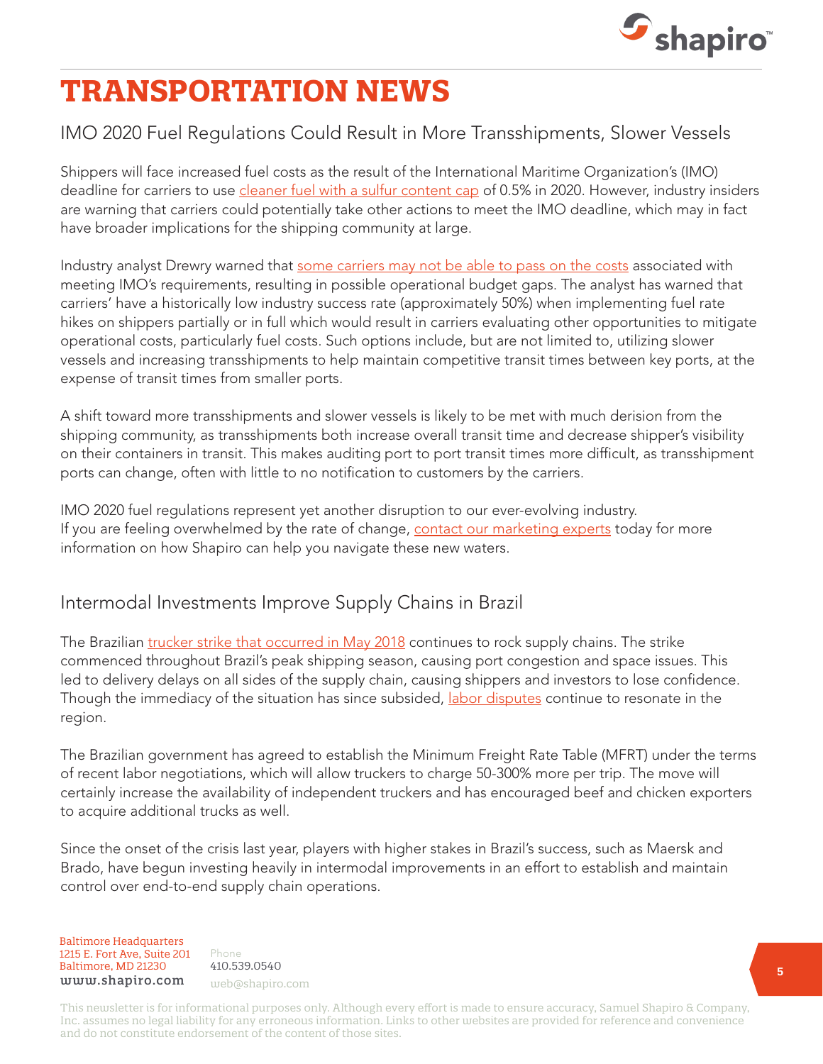# TRANSPORTATION NEWS

## IMO 2020 Fuel Regulations Could Result in More Transshipments, Slower Vessels

Shippers will face increased fuel costs as the result of the International Maritime Organization's (IMO) deadline for carriers to use cleaner fuel with a sulfur content cap of 0.5% in 2020. However, industry insiders are warning that carriers could potentially take other actions to meet the IMO deadline, which may in fact have broader implications for the shipping community at large.

Industry analyst Drewry warned that some carriers may not be able to pass on the costs associated with meeting IMO's requirements, resulting in possible operational budget gaps. The analyst has warned that carriers' have a historically low industry success rate (approximately 50%) when implementing fuel rate hikes on shippers partially or in full which would result in carriers evaluating other opportunities to mitigate operational costs, particularly fuel costs. Such options include, but are not limited to, utilizing slower vessels and increasing transshipments to help maintain competitive transit times between key ports, at the expense of transit times from smaller ports.

A shift toward more transshipments and slower vessels is likely to be met with much derision from the shipping community, as transshipments both increase overall transit time and decrease shipper's visibility on their containers in transit. This makes auditing port to port transit times more difficult, as transshipment ports can change, often with little to no notification to customers by the carriers.

IMO 2020 fuel regulations represent yet another disruption to our ever-evolving industry.
If you are feeling overwhelmed by the rate of change, contact our marketing experts today for more information on how Shapiro can help you navigate these new waters.

## Intermodal Investments Improve Supply Chains in Brazil

The Brazilian trucker strike that occurred in May 2018 continues to rock supply chains. The strike commenced throughout Brazil's peak shipping season, causing port congestion and space issues. This led to delivery delays on all sides of the supply chain, causing shippers and investors to lose confidence. Though the immediacy of the situation has since subsided, labor disputes continue to resonate in the region.

The Brazilian government has agreed to establish the Minimum Freight Rate Table (MFRT) under the terms of recent labor negotiations, which will allow truckers to charge 50-300% more per trip. The move will certainly increase the availability of independent truckers and has encouraged beef and chicken exporters to acquire additional trucks as well.

Since the onset of the crisis last year, players with higher stakes in Brazil's success, such as Maersk and Brado, have begun investing heavily in intermodal improvements in an effort to establish and maintain control over end-to-end supply chain operations.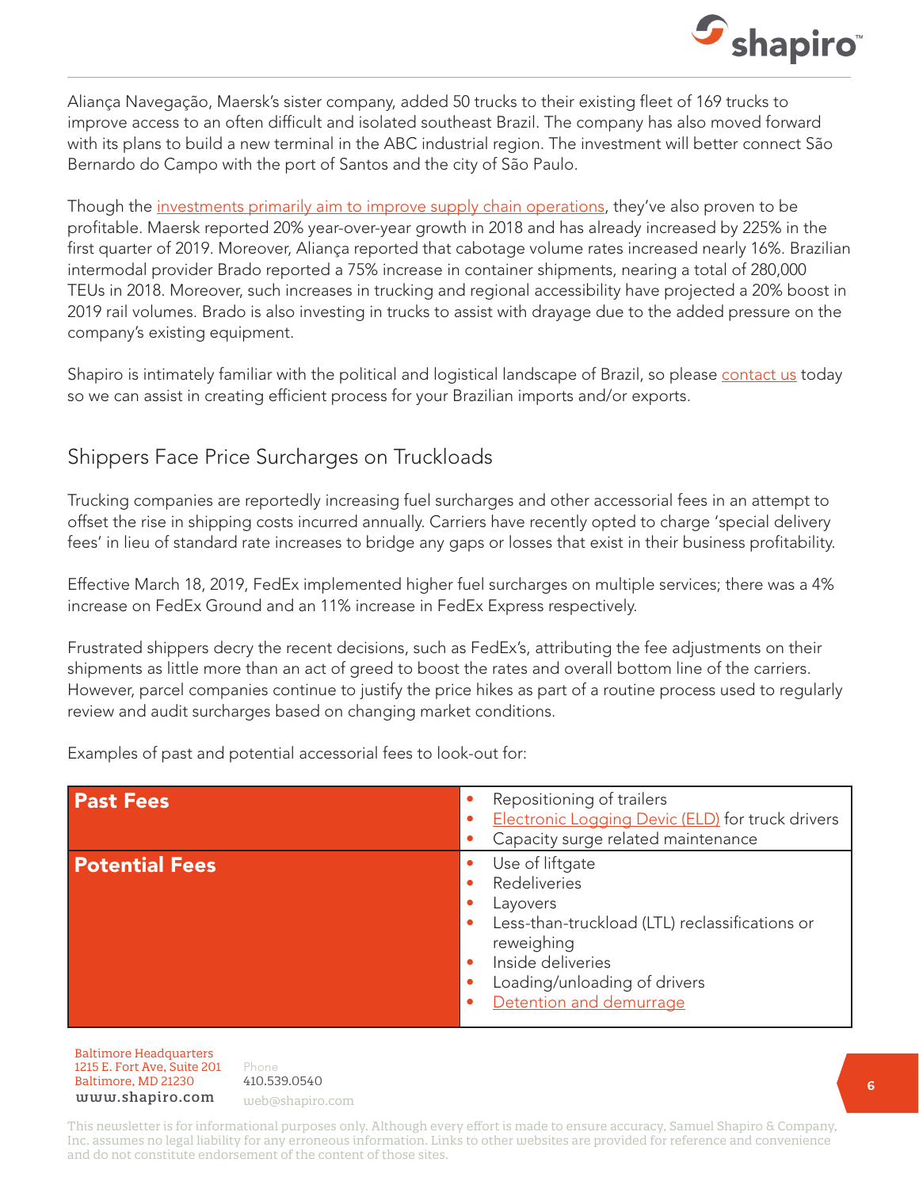Aliança Navegação, Maersk's sister company, added 50 trucks to their existing fleet of 169 trucks to improve access to an often difficult and isolated southeast Brazil. The company has also moved forward with its plans to build a new terminal in the ABC industrial region. The investment will better connect São Bernardo do Campo with the port of Santos and the city of São Paulo.

Though the investments primarily aim to improve supply chain operations, they've also proven to be profitable. Maersk reported 20% year-over-year growth in 2018 and has already increased by 225% in the first quarter of 2019. Moreover, Aliança reported that cabotage volume rates increased nearly 16%. Brazilian intermodal provider Brado reported a 75% increase in container shipments, nearing a total of 280,000 TEUs in 2018. Moreover, such increases in trucking and regional accessibility have projected a 20% boost in 2019 rail volumes. Brado is also investing in trucks to assist with drayage due to the added pressure on the company's existing equipment.

Shapiro is intimately familiar with the political and logistical landscape of Brazil, so please contact us today so we can assist in creating efficient process for your Brazilian imports and/or exports.

## Shippers Face Price Surcharges on Truckloads

Trucking companies are reportedly increasing fuel surcharges and other accessorial fees in an attempt to offset the rise in shipping costs incurred annually. Carriers have recently opted to charge 'special delivery fees' in lieu of standard rate increases to bridge any gaps or losses that exist in their business profitability.

Effective March 18, 2019, FedEx implemented higher fuel surcharges on multiple services; there was a 4% increase on FedEx Ground and an 11% increase in FedEx Express respectively.

Frustrated shippers decry the recent decisions, such as FedEx's, attributing the fee adjustments on their shipments as little more than an act of greed to boost the rates and overall bottom line of the carriers. However, parcel companies continue to justify the price hikes as part of a routine process used to regularly review and audit surcharges based on changing market conditions.

Examples of past and potential accessorial fees to look-out for:

| | |
|---|---|
| **Past Fees** | • Repositioning of trailers<br>• Electronic Logging Devic (ELD) for truck drivers<br>• Capacity surge related maintenance |
| **Potential Fees** | • Use of liftgate<br>• Redeliveries<br>• Layovers<br>• Less-than-truckload (LTL) reclassifications or reweighing<br>• Inside deliveries<br>• Loading/unloading of drivers<br>• Detention and demurrage |

Baltimore Headquarters
1215 E. Fort Ave, Suite 201
Baltimore, MD 21230
www.shapiro.com

Phone
410.539.0540
web@shapiro.com

This newsletter is for informational purposes only. Although every effort is made to ensure accuracy, Samuel Shapiro & Company, Inc. assumes no legal liability for any erroneous information. Links to other websites are provided for reference and convenience and do not constitute endorsement of the content of those sites.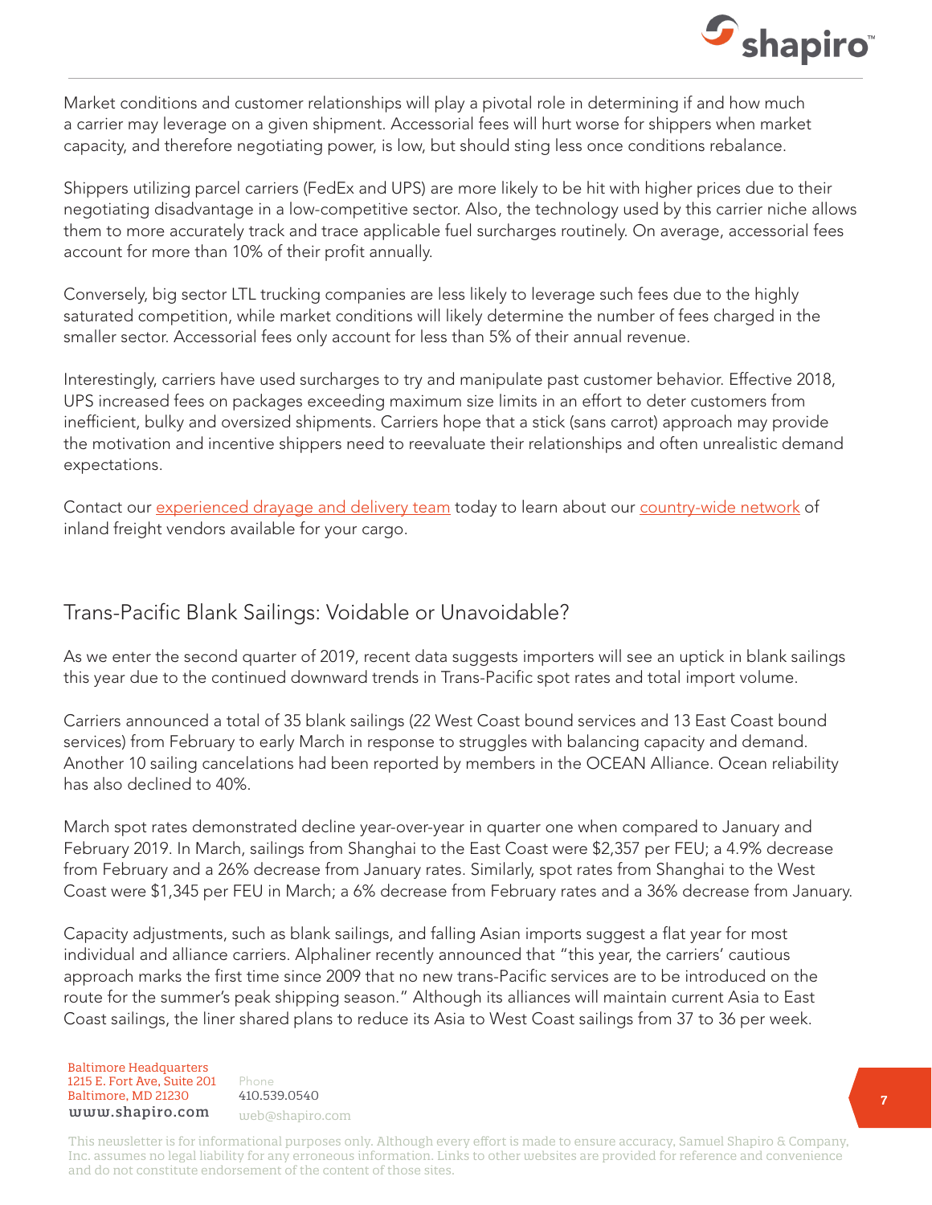Market conditions and customer relationships will play a pivotal role in determining if and how much a carrier may leverage on a given shipment. Accessorial fees will hurt worse for shippers when market capacity, and therefore negotiating power, is low, but should sting less once conditions rebalance.

Shippers utilizing parcel carriers (FedEx and UPS) are more likely to be hit with higher prices due to their negotiating disadvantage in a low-competitive sector. Also, the technology used by this carrier niche allows them to more accurately track and trace applicable fuel surcharges routinely. On average, accessorial fees account for more than 10% of their profit annually.

Conversely, big sector LTL trucking companies are less likely to leverage such fees due to the highly saturated competition, while market conditions will likely determine the number of fees charged in the smaller sector. Accessorial fees only account for less than 5% of their annual revenue.

Interestingly, carriers have used surcharges to try and manipulate past customer behavior. Effective 2018, UPS increased fees on packages exceeding maximum size limits in an effort to deter customers from inefficient, bulky and oversized shipments. Carriers hope that a stick (sans carrot) approach may provide the motivation and incentive shippers need to reevaluate their relationships and often unrealistic demand expectations.

Contact our experienced drayage and delivery team today to learn about our country-wide network of inland freight vendors available for your cargo.

## Trans-Pacific Blank Sailings: Voidable or Unavoidable?

As we enter the second quarter of 2019, recent data suggests importers will see an uptick in blank sailings this year due to the continued downward trends in Trans-Pacific spot rates and total import volume.

Carriers announced a total of 35 blank sailings (22 West Coast bound services and 13 East Coast bound services) from February to early March in response to struggles with balancing capacity and demand. Another 10 sailing cancelations had been reported by members in the OCEAN Alliance. Ocean reliability has also declined to 40%.

March spot rates demonstrated decline year-over-year in quarter one when compared to January and February 2019. In March, sailings from Shanghai to the East Coast were $2,357 per FEU; a 4.9% decrease from February and a 26% decrease from January rates. Similarly, spot rates from Shanghai to the West Coast were $1,345 per FEU in March; a 6% decrease from February rates and a 36% decrease from January.

Capacity adjustments, such as blank sailings, and falling Asian imports suggest a flat year for most individual and alliance carriers. Alphaliner recently announced that "this year, the carriers' cautious approach marks the first time since 2009 that no new trans-Pacific services are to be introduced on the route for the summer's peak shipping season." Although its alliances will maintain current Asia to East Coast sailings, the liner shared plans to reduce its Asia to West Coast sailings from 37 to 36 per week.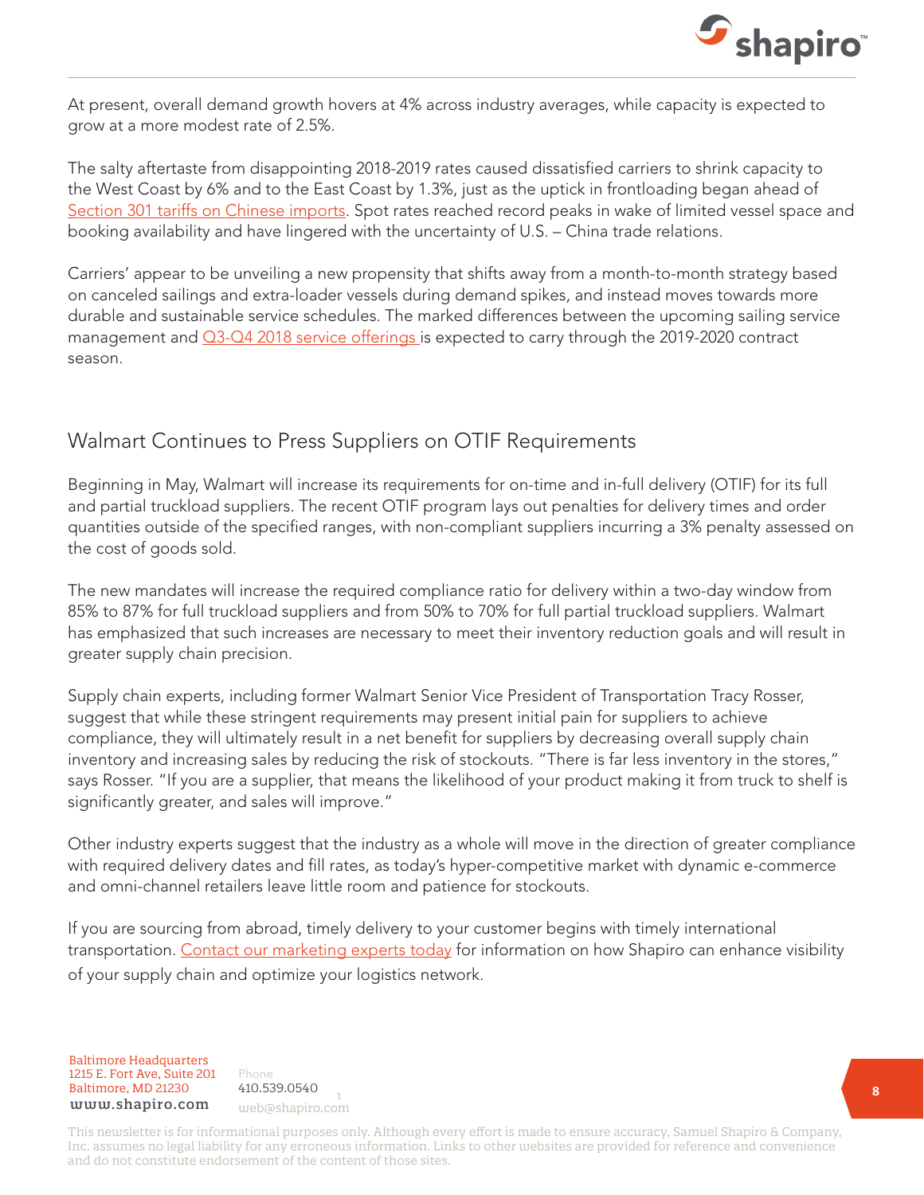At present, overall demand growth hovers at 4% across industry averages, while capacity is expected to grow at a more modest rate of 2.5%.

The salty aftertaste from disappointing 2018-2019 rates caused dissatisfied carriers to shrink capacity to the West Coast by 6% and to the East Coast by 1.3%, just as the uptick in frontloading began ahead of Section 301 tariffs on Chinese imports. Spot rates reached record peaks in wake of limited vessel space and booking availability and have lingered with the uncertainty of U.S. – China trade relations.

Carriers' appear to be unveiling a new propensity that shifts away from a month-to-month strategy based on canceled sailings and extra-loader vessels during demand spikes, and instead moves towards more durable and sustainable service schedules. The marked differences between the upcoming sailing service management and Q3-Q4 2018 service offerings is expected to carry through the 2019-2020 contract season.

## Walmart Continues to Press Suppliers on OTIF Requirements

Beginning in May, Walmart will increase its requirements for on-time and in-full delivery (OTIF) for its full and partial truckload suppliers. The recent OTIF program lays out penalties for delivery times and order quantities outside of the specified ranges, with non-compliant suppliers incurring a 3% penalty assessed on the cost of goods sold.

The new mandates will increase the required compliance ratio for delivery within a two-day window from 85% to 87% for full truckload suppliers and from 50% to 70% for full partial truckload suppliers. Walmart has emphasized that such increases are necessary to meet their inventory reduction goals and will result in greater supply chain precision.

Supply chain experts, including former Walmart Senior Vice President of Transportation Tracy Rosser, suggest that while these stringent requirements may present initial pain for suppliers to achieve compliance, they will ultimately result in a net benefit for suppliers by decreasing overall supply chain inventory and increasing sales by reducing the risk of stockouts. "There is far less inventory in the stores," says Rosser. "If you are a supplier, that means the likelihood of your product making it from truck to shelf is significantly greater, and sales will improve."

Other industry experts suggest that the industry as a whole will move in the direction of greater compliance with required delivery dates and fill rates, as today's hyper-competitive market with dynamic e-commerce and omni-channel retailers leave little room and patience for stockouts.

If you are sourcing from abroad, timely delivery to your customer begins with timely international transportation. Contact our marketing experts today for information on how Shapiro can enhance visibility of your supply chain and optimize your logistics network.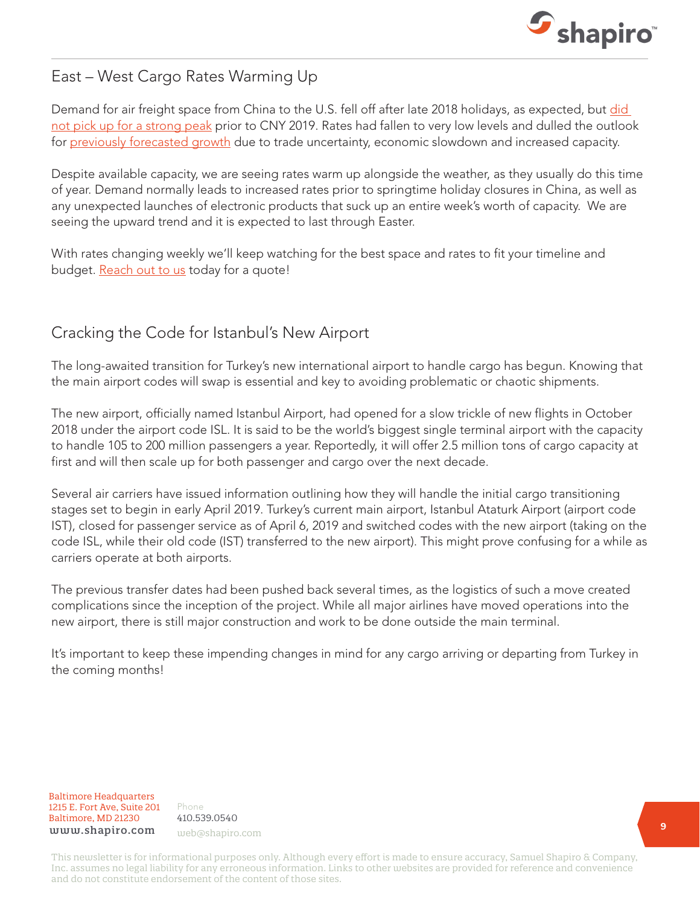## East – West Cargo Rates Warming Up

Demand for air freight space from China to the U.S. fell off after late 2018 holidays, as expected, but did not pick up for a strong peak prior to CNY 2019. Rates had fallen to very low levels and dulled the outlook for previously forecasted growth due to trade uncertainty, economic slowdown and increased capacity.

Despite available capacity, we are seeing rates warm up alongside the weather, as they usually do this time of year. Demand normally leads to increased rates prior to springtime holiday closures in China, as well as any unexpected launches of electronic products that suck up an entire week's worth of capacity. We are seeing the upward trend and it is expected to last through Easter.

With rates changing weekly we'll keep watching for the best space and rates to fit your timeline and budget. Reach out to us today for a quote!

## Cracking the Code for Istanbul's New Airport

The long-awaited transition for Turkey's new international airport to handle cargo has begun. Knowing that the main airport codes will swap is essential and key to avoiding problematic or chaotic shipments.

The new airport, officially named Istanbul Airport, had opened for a slow trickle of new flights in October 2018 under the airport code ISL. It is said to be the world's biggest single terminal airport with the capacity to handle 105 to 200 million passengers a year. Reportedly, it will offer 2.5 million tons of cargo capacity at first and will then scale up for both passenger and cargo over the next decade.

Several air carriers have issued information outlining how they will handle the initial cargo transitioning stages set to begin in early April 2019. Turkey's current main airport, Istanbul Ataturk Airport (airport code IST), closed for passenger service as of April 6, 2019 and switched codes with the new airport (taking on the code ISL, while their old code (IST) transferred to the new airport). This might prove confusing for a while as carriers operate at both airports.

The previous transfer dates had been pushed back several times, as the logistics of such a move created complications since the inception of the project. While all major airlines have moved operations into the new airport, there is still major construction and work to be done outside the main terminal.

It's important to keep these impending changes in mind for any cargo arriving or departing from Turkey in the coming months!

Baltimore Headquarters
1215 E. Fort Ave, Suite 201
Baltimore, MD 21230
www.shapiro.com

Phone
410.539.0540
web@shapiro.com

This newsletter is for informational purposes only. Although every effort is made to ensure accuracy, Samuel Shapiro & Company, Inc. assumes no legal liability for any erroneous information. Links to other websites are provided for reference and convenience and do not constitute endorsement of the content of those sites.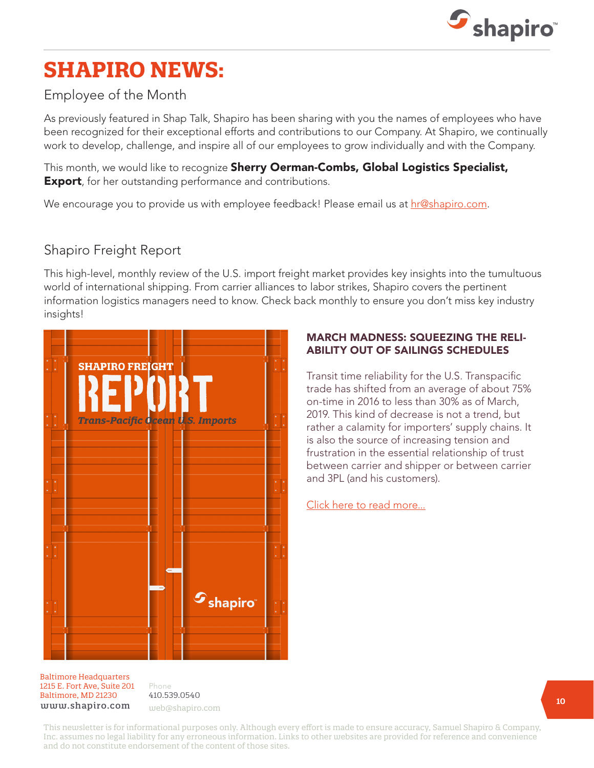# SHAPIRO NEWS:

## Employee of the Month

As previously featured in Shap Talk, Shapiro has been sharing with you the names of employees who have been recognized for their exceptional efforts and contributions to our Company. At Shapiro, we continually work to develop, challenge, and inspire all of our employees to grow individually and with the Company.

This month, we would like to recognize **Sherry Oerman-Combs, Global Logistics Specialist, Export**, for her outstanding performance and contributions.

We encourage you to provide us with employee feedback! Please email us at hr@shapiro.com.

## Shapiro Freight Report

This high-level, monthly review of the U.S. import freight market provides key insights into the tumultuous world of international shipping. From carrier alliances to labor strikes, Shapiro covers the pertinent information logistics managers need to know. Check back monthly to ensure you don't miss key industry insights!

SHAPIRO FREIGHT
REPORT
*Trans-Pacific Ocean U.S. Imports*
shapiro

### MARCH MADNESS: SQUEEZING THE RELIABILITY OUT OF SAILINGS SCHEDULES

Transit time reliability for the U.S. Transpacific trade has shifted from an average of about 75% on-time in 2016 to less than 30% as of March, 2019. This kind of decrease is not a trend, but rather a calamity for importers' supply chains. It is also the source of increasing tension and frustration in the essential relationship of trust between carrier and shipper or between carrier and 3PL (and his customers).

Click here to read more...

Baltimore Headquarters
1215 E. Fort Ave, Suite 201
Baltimore, MD 21230
www.shapiro.com

Phone
410.539.0540
web@shapiro.com

This newsletter is for informational purposes only. Although every effort is made to ensure accuracy, Samuel Shapiro & Company, Inc. assumes no legal liability for any erroneous information. Links to other websites are provided for reference and convenience and do not constitute endorsement of the content of those sites.